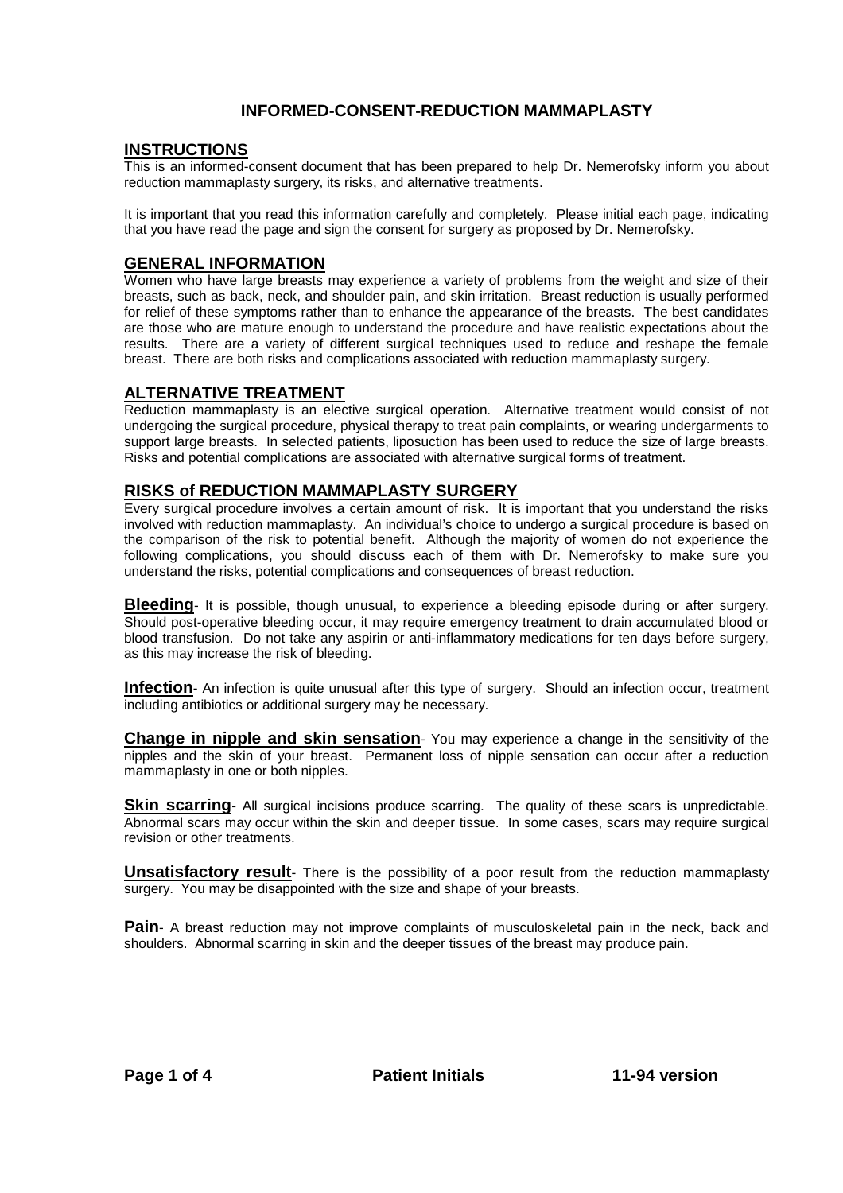# INFORMED-CONSENT-REDUCTION MAMMAPLASTY

## INSTRUCTIONS

This is an informed-consent document that has been prepared to help Dr. Nemerofsky inform you about reduction mammaplasty surgery, its risks, and alternative treatments.

It is important that you read this information carefully and completely. Please initial each page, indicating that you have read the page and sign the consent for surgery as proposed by Dr. Nemerofsky.

## GENERAL INFORMATION

Women who have large breasts may experience a variety of problems from the weight and size of their breasts, such as back, neck, and shoulder pain, and skin irritation. Breast reduction is usually performed for relief of these symptoms rather than to enhance the appearance of the breasts. The best candidates are those who are mature enough to understand the procedure and have realistic expectations about the results. There are a variety of different surgical techniques used to reduce and reshape the female breast. There are both risks and complications associated with reduction mammaplasty surgery.

## ALTERNATIVE TREATMENT

Reduction mammaplasty is an elective surgical operation. Alternative treatment would consist of not undergoing the surgical procedure, physical therapy to treat pain complaints, or wearing undergarments to support large breasts. In selected patients, liposuction has been used to reduce the size of large breasts. Risks and potential complications are associated with alternative surgical forms of treatment.

## RISKS of REDUCTION MAMMAPLASTY SURGERY

Every surgical procedure involves a certain amount of risk. It is important that you understand the risks involved with reduction mammaplasty. An individual's choice to undergo a surgical procedure is based on the comparison of the risk to potential benefit. Although the majority of women do not experience the following complications, you should discuss each of them with Dr. Nemerofsky to make sure you understand the risks, potential complications and consequences of breast reduction.

**Bleeding**- It is possible, though unusual, to experience a bleeding episode during or after surgery. Should post-operative bleeding occur, it may require emergency treatment to drain accumulated blood or blood transfusion. Do not take any aspirin or anti-inflammatory medications for ten days before surgery, as this may increase the risk of bleeding.

**Infection**- An infection is quite unusual after this type of surgery. Should an infection occur, treatment including antibiotics or additional surgery may be necessary.

**Change in nipple and skin sensation**- You may experience a change in the sensitivity of the nipples and the skin of your breast. Permanent loss of nipple sensation can occur after a reduction mammaplasty in one or both nipples.

**Skin scarring**- All surgical incisions produce scarring. The quality of these scars is unpredictable. Abnormal scars may occur within the skin and deeper tissue. In some cases, scars may require surgical revision or other treatments.

**Unsatisfactory result**- There is the possibility of a poor result from the reduction mammaplasty surgery. You may be disappointed with the size and shape of your breasts.

**Pain**- A breast reduction may not improve complaints of musculoskeletal pain in the neck, back and shoulders. Abnormal scarring in skin and the deeper tissues of the breast may produce pain.

**Patient Initials** **11-94 version**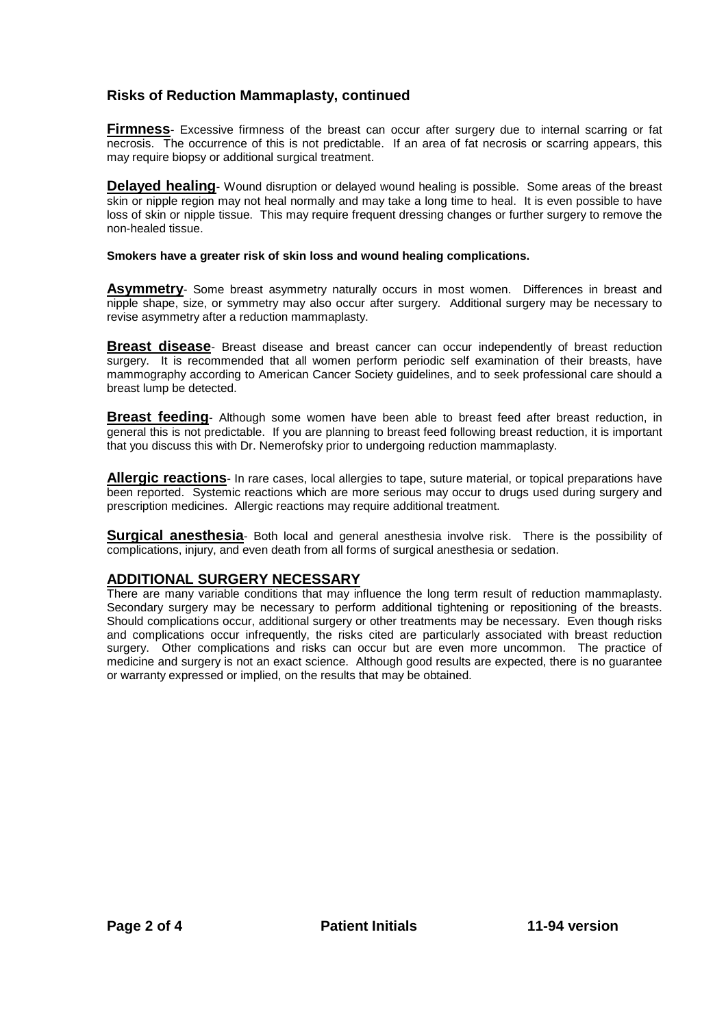## Risks of Reduction Mammaplasty, continued

**Firmness**- Excessive firmness of the breast can occur after surgery due to internal scarring or fat necrosis. The occurrence of this is not predictable. If an area of fat necrosis or scarring appears, this may require biopsy or additional surgical treatment.

**Delayed healing**- Wound disruption or delayed wound healing is possible. Some areas of the breast skin or nipple region may not heal normally and may take a long time to heal. It is even possible to have loss of skin or nipple tissue. This may require frequent dressing changes or further surgery to remove the non-healed tissue.

**Smokers have a greater risk of skin loss and wound healing complications.**

**Asymmetry**- Some breast asymmetry naturally occurs in most women. Differences in breast and nipple shape, size, or symmetry may also occur after surgery. Additional surgery may be necessary to revise asymmetry after a reduction mammaplasty.

**Breast disease**- Breast disease and breast cancer can occur independently of breast reduction surgery. It is recommended that all women perform periodic self examination of their breasts, have mammography according to American Cancer Society guidelines, and to seek professional care should a breast lump be detected.

**Breast feeding**- Although some women have been able to breast feed after breast reduction, in general this is not predictable. If you are planning to breast feed following breast reduction, it is important that you discuss this with Dr. Nemerofsky prior to undergoing reduction mammaplasty.

**Allergic reactions**- In rare cases, local allergies to tape, suture material, or topical preparations have been reported. Systemic reactions which are more serious may occur to drugs used during surgery and prescription medicines. Allergic reactions may require additional treatment.

**Surgical anesthesia**- Both local and general anesthesia involve risk. There is the possibility of complications, injury, and even death from all forms of surgical anesthesia or sedation.

## ADDITIONAL SURGERY NECESSARY

There are many variable conditions that may influence the long term result of reduction mammaplasty. Secondary surgery may be necessary to perform additional tightening or repositioning of the breasts. Should complications occur, additional surgery or other treatments may be necessary. Even though risks and complications occur infrequently, the risks cited are particularly associated with breast reduction surgery. Other complications and risks can occur but are even more uncommon. The practice of medicine and surgery is not an exact science. Although good results are expected, there is no guarantee or warranty expressed or implied, on the results that may be obtained.

**Patient Initials**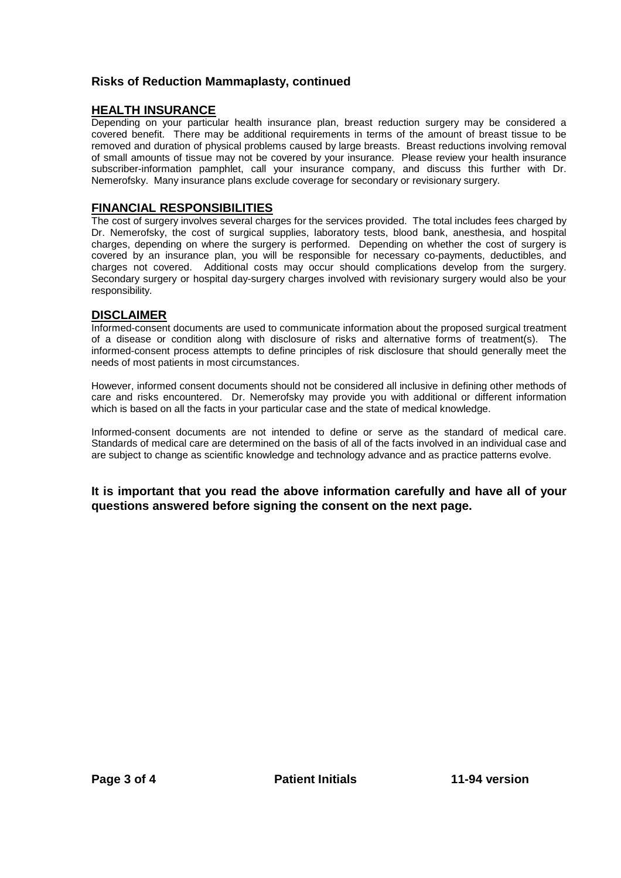### Risks of Reduction Mammaplasty, continued

## HEALTH INSURANCE

Depending on your particular health insurance plan, breast reduction surgery may be considered a covered benefit. There may be additional requirements in terms of the amount of breast tissue to be removed and duration of physical problems caused by large breasts. Breast reductions involving removal of small amounts of tissue may not be covered by your insurance. Please review your health insurance subscriber-information pamphlet, call your insurance company, and discuss this further with Dr. Nemerofsky. Many insurance plans exclude coverage for secondary or revisionary surgery.

## FINANCIAL RESPONSIBILITIES

The cost of surgery involves several charges for the services provided. The total includes fees charged by Dr. Nemerofsky, the cost of surgical supplies, laboratory tests, blood bank, anesthesia, and hospital charges, depending on where the surgery is performed. Depending on whether the cost of surgery is covered by an insurance plan, you will be responsible for necessary co-payments, deductibles, and charges not covered. Additional costs may occur should complications develop from the surgery. Secondary surgery or hospital day-surgery charges involved with revisionary surgery would also be your responsibility.

## DISCLAIMER

Informed-consent documents are used to communicate information about the proposed surgical treatment of a disease or condition along with disclosure of risks and alternative forms of treatment(s). The informed-consent process attempts to define principles of risk disclosure that should generally meet the needs of most patients in most circumstances.

However, informed consent documents should not be considered all inclusive in defining other methods of care and risks encountered. Dr. Nemerofsky may provide you with additional or different information which is based on all the facts in your particular case and the state of medical knowledge.

Informed-consent documents are not intended to define or serve as the standard of medical care. Standards of medical care are determined on the basis of all of the facts involved in an individual case and are subject to change as scientific knowledge and technology advance and as practice patterns evolve.

**It is important that you read the above information carefully and have all of your questions answered before signing the consent on the next page.**

**Patient Initials** **11-94 version**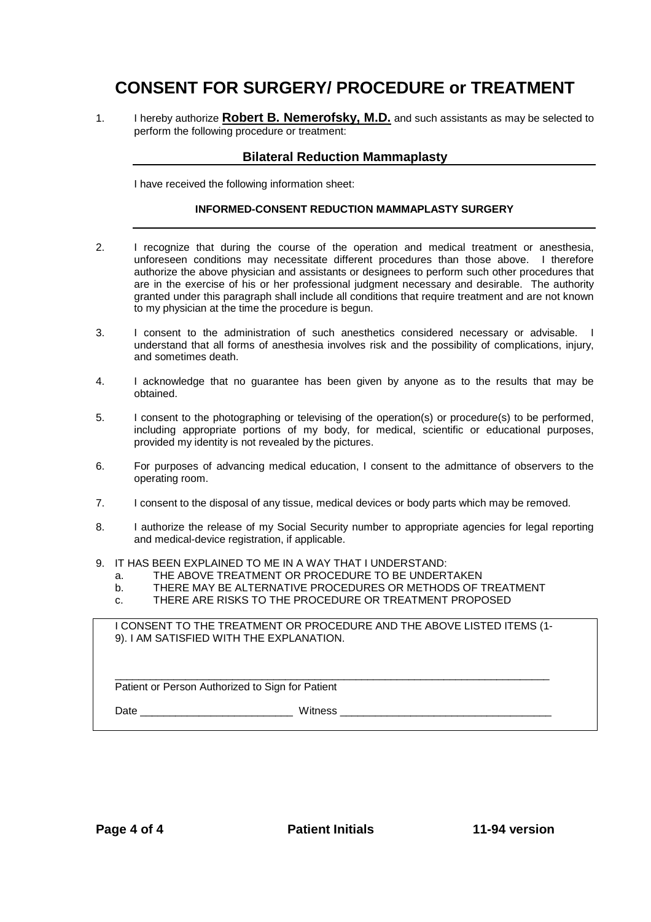# CONSENT FOR SURGERY/ PROCEDURE or TREATMENT

1. I hereby authorize **Robert B. Nemerofsky, M.D.** and such assistants as may be selected to perform the following procedure or treatment:

   **Bilateral Reduction Mammaplasty**

   I have received the following information sheet:

   **INFORMED-CONSENT REDUCTION MAMMAPLASTY SURGERY**

2. I recognize that during the course of the operation and medical treatment or anesthesia, unforeseen conditions may necessitate different procedures than those above. I therefore authorize the above physician and assistants or designees to perform such other procedures that are in the exercise of his or her professional judgment necessary and desirable. The authority granted under this paragraph shall include all conditions that require treatment and are not known to my physician at the time the procedure is begun.

3. I consent to the administration of such anesthetics considered necessary or advisable. I understand that all forms of anesthesia involves risk and the possibility of complications, injury, and sometimes death.

4. I acknowledge that no guarantee has been given by anyone as to the results that may be obtained.

5. I consent to the photographing or televising of the operation(s) or procedure(s) to be performed, including appropriate portions of my body, for medical, scientific or educational purposes, provided my identity is not revealed by the pictures.

6. For purposes of advancing medical education, I consent to the admittance of observers to the operating room.

7. I consent to the disposal of any tissue, medical devices or body parts which may be removed.

8. I authorize the release of my Social Security number to appropriate agencies for legal reporting and medical-device registration, if applicable.

9. IT HAS BEEN EXPLAINED TO ME IN A WAY THAT I UNDERSTAND:
   a. THE ABOVE TREATMENT OR PROCEDURE TO BE UNDERTAKEN
   b. THERE MAY BE ALTERNATIVE PROCEDURES OR METHODS OF TREATMENT
   c. THERE ARE RISKS TO THE PROCEDURE OR TREATMENT PROPOSED

I CONSENT TO THE TREATMENT OR PROCEDURE AND THE ABOVE LISTED ITEMS (1-9). I AM SATISFIED WITH THE EXPLANATION.

_______________________________________________________________________________
Patient or Person Authorized to Sign for Patient

Date ___________________________ Witness _____________________________________

**Patient Initials** **11-94 version**